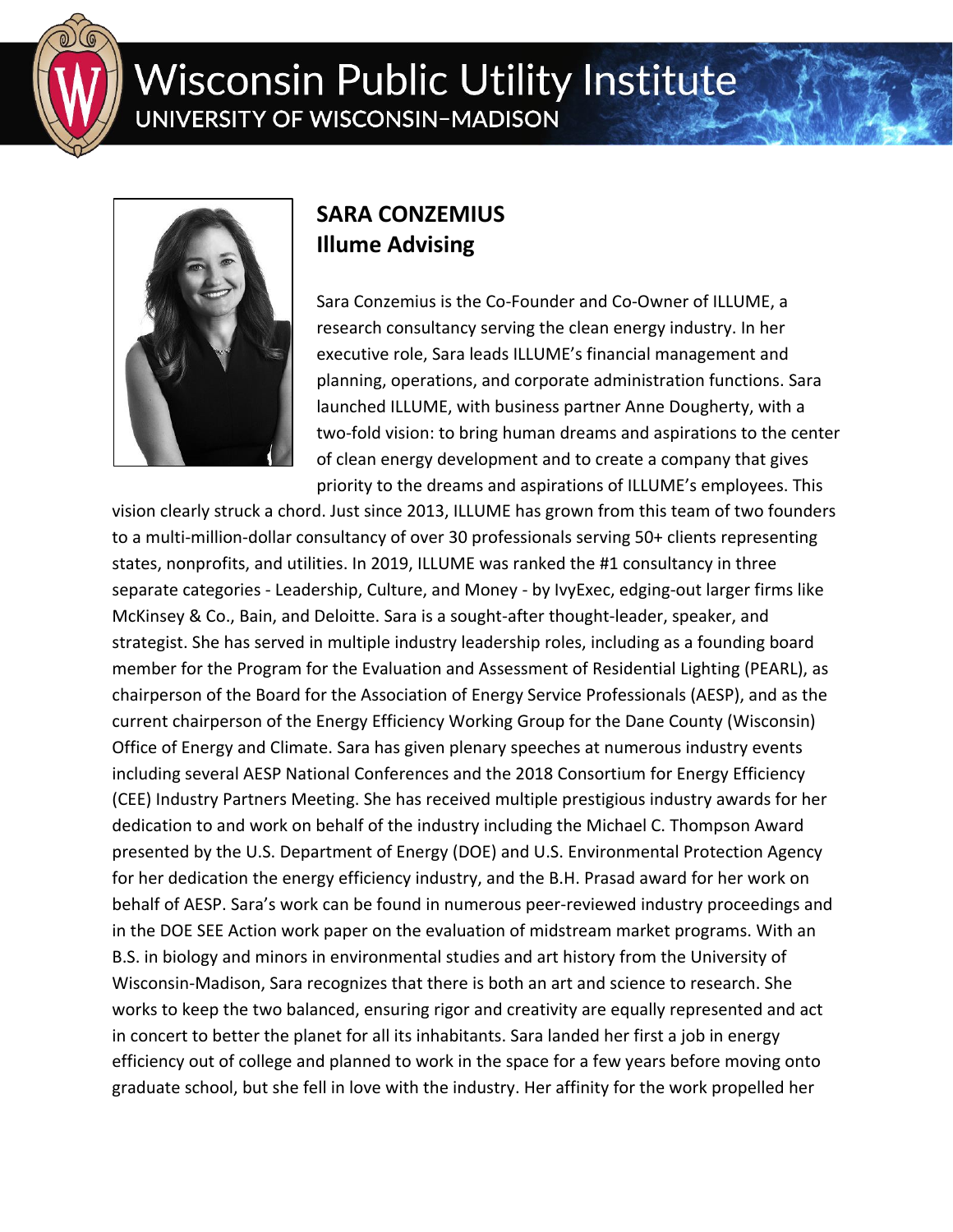# SARA CONZEMIUS
## Illume Advising

Sara Conzemius is the Co-Founder and Co-Owner of ILLUME, a research consultancy serving the clean energy industry. In her executive role, Sara leads ILLUME's financial management and planning, operations, and corporate administration functions. Sara launched ILLUME, with business partner Anne Dougherty, with a two-fold vision: to bring human dreams and aspirations to the center of clean energy development and to create a company that gives priority to the dreams and aspirations of ILLUME's employees. This vision clearly struck a chord. Just since 2013, ILLUME has grown from this team of two founders to a multi-million-dollar consultancy of over 30 professionals serving 50+ clients representing states, nonprofits, and utilities. In 2019, ILLUME was ranked the #1 consultancy in three separate categories - Leadership, Culture, and Money - by IvyExec, edging-out larger firms like McKinsey & Co., Bain, and Deloitte. Sara is a sought-after thought-leader, speaker, and strategist. She has served in multiple industry leadership roles, including as a founding board member for the Program for the Evaluation and Assessment of Residential Lighting (PEARL), as chairperson of the Board for the Association of Energy Service Professionals (AESP), and as the current chairperson of the Energy Efficiency Working Group for the Dane County (Wisconsin) Office of Energy and Climate. Sara has given plenary speeches at numerous industry events including several AESP National Conferences and the 2018 Consortium for Energy Efficiency (CEE) Industry Partners Meeting. She has received multiple prestigious industry awards for her dedication to and work on behalf of the industry including the Michael C. Thompson Award presented by the U.S. Department of Energy (DOE) and U.S. Environmental Protection Agency for her dedication the energy efficiency industry, and the B.H. Prasad award for her work on behalf of AESP. Sara's work can be found in numerous peer-reviewed industry proceedings and in the DOE SEE Action work paper on the evaluation of midstream market programs. With an B.S. in biology and minors in environmental studies and art history from the University of Wisconsin-Madison, Sara recognizes that there is both an art and science to research. She works to keep the two balanced, ensuring rigor and creativity are equally represented and act in concert to better the planet for all its inhabitants. Sara landed her first a job in energy efficiency out of college and planned to work in the space for a few years before moving onto graduate school, but she fell in love with the industry. Her affinity for the work propelled her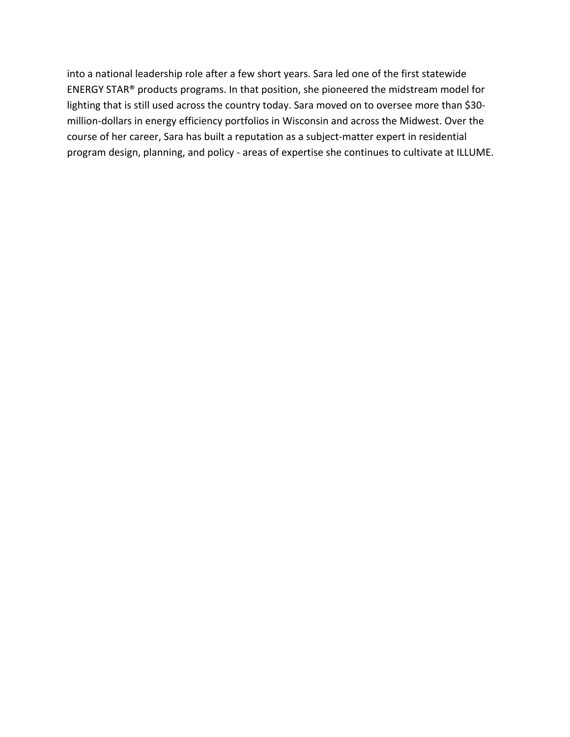into a national leadership role after a few short years. Sara led one of the first statewide ENERGY STAR® products programs. In that position, she pioneered the midstream model for lighting that is still used across the country today. Sara moved on to oversee more than $30-million-dollars in energy efficiency portfolios in Wisconsin and across the Midwest. Over the course of her career, Sara has built a reputation as a subject-matter expert in residential program design, planning, and policy - areas of expertise she continues to cultivate at ILLUME.